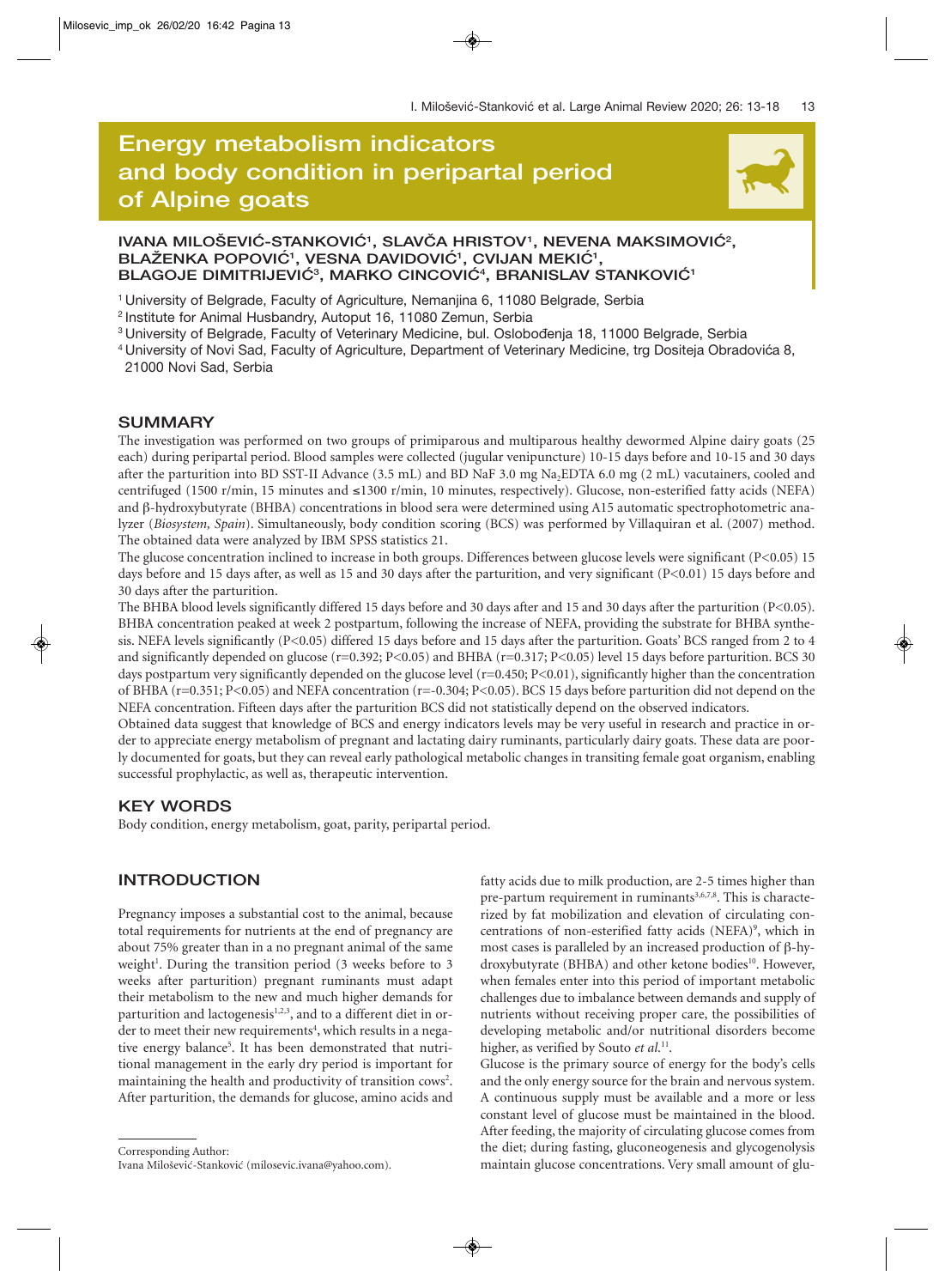# Energy metabolism indicators and body condition in peripartal period of Alpine goats

**IVANA MILOŠEVIĆ-STANKOVIĆ[1], SLAVČA HRISTOV[1], NEVENA MAKSIMOVIĆ[2], BLAŽENKA POPOVIĆ[1], VESNA DAVIDOVIĆ[1], CVIJAN MEKIĆ[1], BLAGOJE DIMITRIJEVIĆ[3], MARKO CINCOVIĆ[4], BRANISLAV STANKOVIĆ[1]**

[1] University of Belgrade, Faculty of Agriculture, Nemanjina 6, 11080 Belgrade, Serbia
[2] Institute for Animal Husbandry, Autoput 16, 11080 Zemun, Serbia
[3] University of Belgrade, Faculty of Veterinary Medicine, bul. Oslobođenja 18, 11000 Belgrade, Serbia
[4] University of Novi Sad, Faculty of Agriculture, Department of Veterinary Medicine, trg Dositeja Obradovića 8, 21000 Novi Sad, Serbia

## SUMMARY

The investigation was performed on two groups of primiparous and multiparous healthy dewormed Alpine dairy goats (25 each) during peripartal period. Blood samples were collected (jugular venipuncture) 10-15 days before and 10-15 and 30 days after the parturition into BD SST-II Advance (3.5 mL) and BD NaF 3.0 mg $Na_2EDTA$ 6.0 mg (2 mL) vacutainers, cooled and centrifuged (1500 r/min, 15 minutes and ≤1300 r/min, 10 minutes, respectively). Glucose, non-esterified fatty acids (NEFA) and β-hydroxybutyrate (BHBA) concentrations in blood sera were determined using A15 automatic spectrophotometric analyzer (*Biosystem, Spain*). Simultaneously, body condition scoring (BCS) was performed by Villaquiran et al. (2007) method. The obtained data were analyzed by IBM SPSS statistics 21.

The glucose concentration inclined to increase in both groups. Differences between glucose levels were significant ($P<0.05$) 15 days before and 15 days after, as well as 15 and 30 days after the parturition, and very significant ($P<0.01$) 15 days before and 30 days after the parturition.

The BHBA blood levels significantly differed 15 days before and 30 days after and 15 and 30 days after the parturition ($P<0.05$). BHBA concentration peaked at week 2 postpartum, following the increase of NEFA, providing the substrate for BHBA synthesis. NEFA levels significantly ($P<0.05$) differed 15 days before and 15 days after the parturition. Goats' BCS ranged from 2 to 4 and significantly depended on glucose ($r=0.392$; $P<0.05$) and BHBA ($r=0.317$; $P<0.05$) level 15 days before parturition. BCS 30 days postpartum very significantly depended on the glucose level ($r=0.450$; $P<0.01$), significantly higher than the concentration of BHBA ($r=0.351$; $P<0.05$) and NEFA concentration ($r=-0.304$; $P<0.05$). BCS 15 days before parturition did not depend on the NEFA concentration. Fifteen days after the parturition BCS did not statistically depend on the observed indicators.

Obtained data suggest that knowledge of BCS and energy indicators levels may be very useful in research and practice in order to appreciate energy metabolism of pregnant and lactating dairy ruminants, particularly dairy goats. These data are poorly documented for goats, but they can reveal early pathological metabolic changes in transiting female goat organism, enabling successful prophylactic, as well as, therapeutic intervention.

## KEY WORDS

Body condition, energy metabolism, goat, parity, peripartal period.

## INTRODUCTION

Pregnancy imposes a substantial cost to the animal, because total requirements for nutrients at the end of pregnancy are about 75% greater than in a no pregnant animal of the same weight[1]. During the transition period (3 weeks before to 3 weeks after parturition) pregnant ruminants must adapt their metabolism to the new and much higher demands for parturition and lactogenesis[1,2,3], and to a different diet in order to meet their new requirements[4], which results in a negative energy balance[5]. It has been demonstrated that nutritional management in the early dry period is important for maintaining the health and productivity of transition cows[2]. After parturition, the demands for glucose, amino acids and fatty acids due to milk production, are 2-5 times higher than pre-partum requirement in ruminants[3,6,7,8]. This is characterized by fat mobilization and elevation of circulating concentrations of non-esterified fatty acids (NEFA)[9], which in most cases is paralleled by an increased production of β-hydroxybutyrate (BHBA) and other ketone bodies[10]. However, when females enter into this period of important metabolic challenges due to imbalance between demands and supply of nutrients without receiving proper care, the possibilities of developing metabolic and/or nutritional disorders become higher, as verified by Souto *et al.*[11].

Glucose is the primary source of energy for the body's cells and the only energy source for the brain and nervous system. A continuous supply must be available and a more or less constant level of glucose must be maintained in the blood. After feeding, the majority of circulating glucose comes from the diet; during fasting, gluconeogenesis and glycogenolysis maintain glucose concentrations. Very small amount of glu-

Corresponding Author:
Ivana Milošević-Stanković (milosevic.ivana@yahoo.com).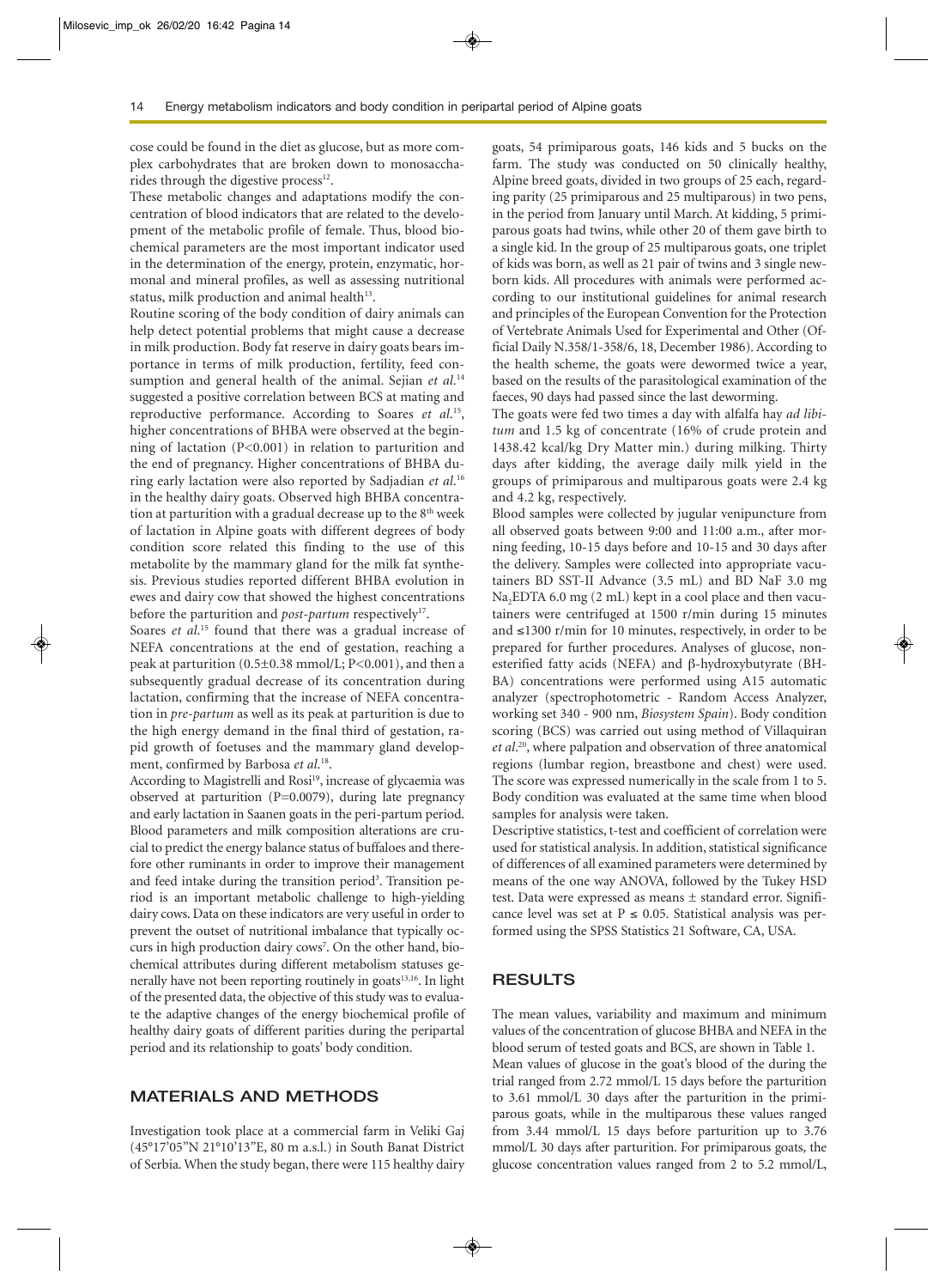cose could be found in the diet as glucose, but as more complex carbohydrates that are broken down to monosaccharides through the digestive process[12].

These metabolic changes and adaptations modify the concentration of blood indicators that are related to the development of the metabolic profile of female. Thus, blood biochemical parameters are the most important indicator used in the determination of the energy, protein, enzymatic, hormonal and mineral profiles, as well as assessing nutritional status, milk production and animal health[13].

Routine scoring of the body condition of dairy animals can help detect potential problems that might cause a decrease in milk production. Body fat reserve in dairy goats bears importance in terms of milk production, fertility, feed consumption and general health of the animal. Sejian *et al.*[14] suggested a positive correlation between BCS at mating and reproductive performance. According to Soares *et al.*[15], higher concentrations of BHBA were observed at the beginning of lactation ($P<0.001$) in relation to parturition and the end of pregnancy. Higher concentrations of BHBA during early lactation were also reported by Sadjadian *et al.*[16] in the healthy dairy goats. Observed high BHBA concentration at parturition with a gradual decrease up to the 8th week of lactation in Alpine goats with different degrees of body condition score related this finding to the use of this metabolite by the mammary gland for the milk fat synthesis. Previous studies reported different BHBA evolution in ewes and dairy cow that showed the highest concentrations before the parturition and *post-partum* respectively[17].

Soares *et al.*[15] found that there was a gradual increase of NEFA concentrations at the end of gestation, reaching a peak at parturition (0.5±0.38 mmol/L; $P<0.001$), and then a subsequently gradual decrease of its concentration during lactation, confirming that the increase of NEFA concentration in *pre-partum* as well as its peak at parturition is due to the high energy demand in the final third of gestation, rapid growth of foetuses and the mammary gland development, confirmed by Barbosa *et al.*[18].

According to Magistrelli and Rosi[19], increase of glycaemia was observed at parturition ($P=0.0079$), during late pregnancy and early lactation in Saanen goats in the peri-partum period. Blood parameters and milk composition alterations are crucial to predict the energy balance status of buffaloes and therefore other ruminants in order to improve their management and feed intake during the transition period[3]. Transition period is an important metabolic challenge to high-yielding dairy cows. Data on these indicators are very useful in order to prevent the outset of nutritional imbalance that typically occurs in high production dairy cows[7]. On the other hand, biochemical attributes during different metabolism statuses generally have not been reporting routinely in goats[13,16]. In light of the presented data, the objective of this study was to evaluate the adaptive changes of the energy biochemical profile of healthy dairy goats of different parities during the peripartal period and its relationship to goats' body condition.

## MATERIALS AND METHODS

Investigation took place at a commercial farm in Veliki Gaj (45°17'05"N 21°10'13"E, 80 m a.s.l.) in South Banat District of Serbia. When the study began, there were 115 healthy dairy goats, 54 primiparous goats, 146 kids and 5 bucks on the farm. The study was conducted on 50 clinically healthy, Alpine breed goats, divided in two groups of 25 each, regarding parity (25 primiparous and 25 multiparous) in two pens, in the period from January until March. At kidding, 5 primiparous goats had twins, while other 20 of them gave birth to a single kid. In the group of 25 multiparous goats, one triplet of kids was born, as well as 21 pair of twins and 3 single newborn kids. All procedures with animals were performed according to our institutional guidelines for animal research and principles of the European Convention for the Protection of Vertebrate Animals Used for Experimental and Other (Official Daily N.358/1-358/6, 18, December 1986). According to the health scheme, the goats were dewormed twice a year, based on the results of the parasitological examination of the faeces, 90 days had passed since the last deworming.

The goats were fed two times a day with alfalfa hay *ad libitum* and 1.5 kg of concentrate (16% of crude protein and 1438.42 kcal/kg Dry Matter min.) during milking. Thirty days after kidding, the average daily milk yield in the groups of primiparous and multiparous goats were 2.4 kg and 4.2 kg, respectively.

Blood samples were collected by jugular venipuncture from all observed goats between 9:00 and 11:00 a.m., after morning feeding, 10-15 days before and 10-15 and 30 days after the delivery. Samples were collected into appropriate vacutainers BD SST-II Advance (3.5 mL) and BD NaF 3.0 mg $Na_2EDTA$ 6.0 mg (2 mL) kept in a cool place and then vacutainers were centrifuged at 1500 r/min during 15 minutes and ≤1300 r/min for 10 minutes, respectively, in order to be prepared for further procedures. Analyses of glucose, non-esterified fatty acids (NEFA) and β-hydroxybutyrate (BHBA) concentrations were performed using A15 automatic analyzer (spectrophotometric - Random Access Analyzer, working set 340 - 900 nm, *Biosystem Spain*). Body condition scoring (BCS) was carried out using method of Villaquiran *et al.*[20], where palpation and observation of three anatomical regions (lumbar region, breastbone and chest) were used. The score was expressed numerically in the scale from 1 to 5. Body condition was evaluated at the same time when blood samples for analysis were taken.

Descriptive statistics, t-test and coefficient of correlation were used for statistical analysis. In addition, statistical significance of differences of all examined parameters were determined by means of the one way ANOVA, followed by the Tukey HSD test. Data were expressed as means ± standard error. Significance level was set at $P \leq 0.05$. Statistical analysis was performed using the SPSS Statistics 21 Software, CA, USA.

## RESULTS

The mean values, variability and maximum and minimum values of the concentration of glucose BHBA and NEFA in the blood serum of tested goats and BCS, are shown in Table 1.

Mean values of glucose in the goat's blood of the during the trial ranged from 2.72 mmol/L 15 days before the parturition to 3.61 mmol/L 30 days after the parturition in the primiparous goats, while in the multiparous these values ranged from 3.44 mmol/L 15 days before parturition up to 3.76 mmol/L 30 days after parturition. For primiparous goats, the glucose concentration values ranged from 2 to 5.2 mmol/L,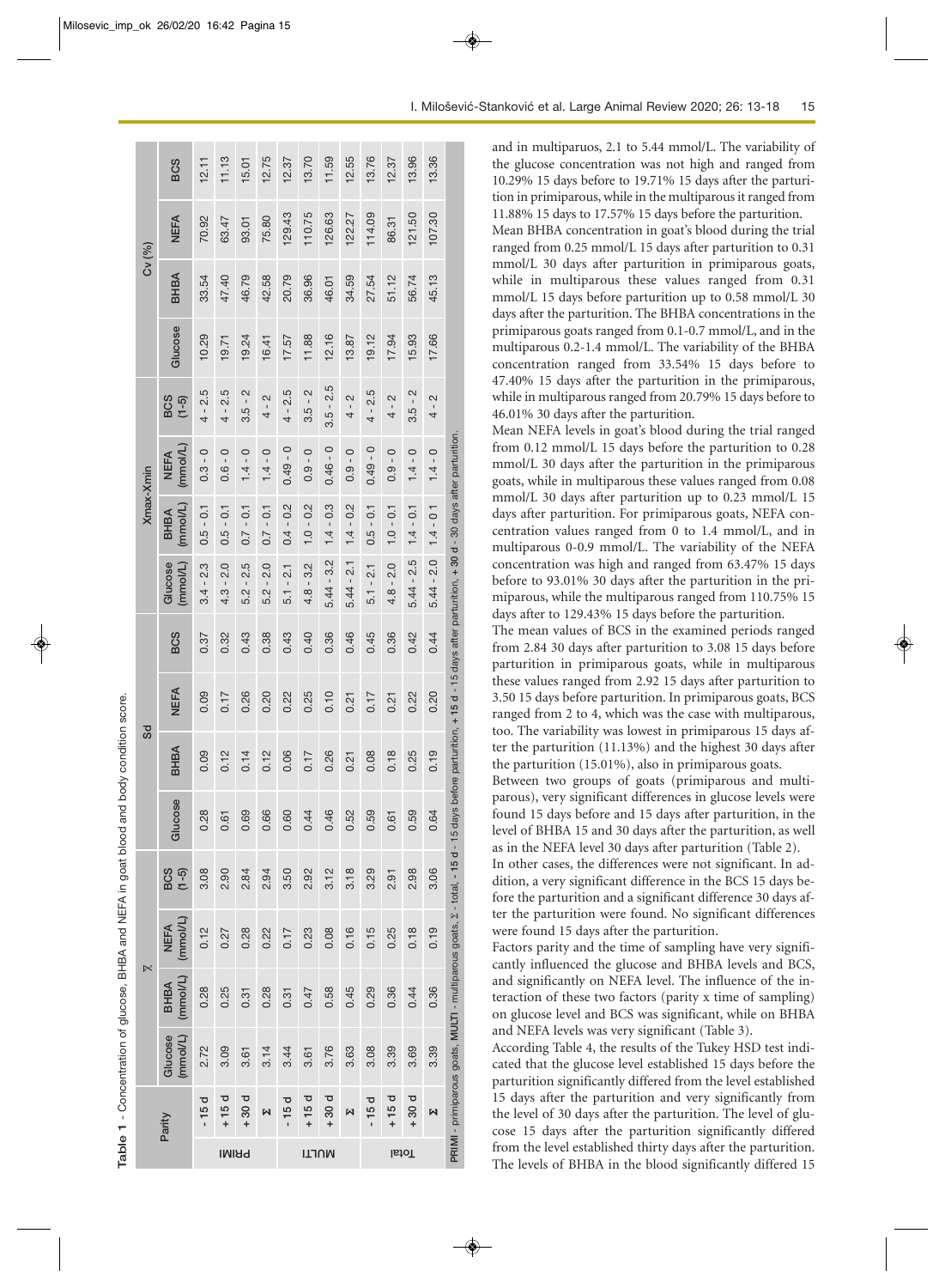**Table 1** - Concentration of glucose, BHBA and NEFA in goat blood and body condition score.

| Parity | | $\bar{x}$ | | | | Sd | | | | Xmax-Xmin | | | | Cv (%) | | | |
|---|---|---|---|---|---|---|---|---|---|---|---|---|---|---|---|---|---|
| | | Glucose (mmol/L) | BHBA (mmol/L) | NEFA (mmol/L) | BCS (1-5) | Glucose | BHBA | NEFA | BCS | Glucose (mmol/L) | BHBA (mmol/L) | NEFA (mmol/L) | BCS (1-5) | Glucose | BHBA | NEFA | BCS |
| PRIMI | - 15 d | 2.72 | 0.28 | 0.12 | 3.08 | 0.28 | 0.09 | 0.09 | 0.37 | 3.4 - 2.3 | 0.5 - 0.1 | 0.3 - 0 | 4 - 2.5 | 10.29 | 33.54 | 70.92 | 12.11 |
| | + 15 d | 3.09 | 0.25 | 0.27 | 2.90 | 0.61 | 0.12 | 0.17 | 0.32 | 4.3 - 2.0 | 0.5 - 0.1 | 0.6 - 0 | 4 - 2.5 | 19.71 | 47.40 | 63.47 | 11.13 |
| | + 30 d | 3.61 | 0.31 | 0.28 | 2.84 | 0.69 | 0.14 | 0.26 | 0.43 | 5.2 - 2.5 | 0.7 - 0.1 | 1.4 - 0 | 3.5 - 2 | 19.24 | 46.79 | 93.01 | 15.01 |
| | Σ | 3.14 | 0.28 | 0.22 | 2.94 | 0.66 | 0.12 | 0.20 | 0.38 | 5.2 - 2.0 | 0.7 - 0.1 | 1.4 - 0 | 4 - 2 | 16.41 | 42.58 | 75.80 | 12.75 |
| MULTI | - 15 d | 3.44 | 0.31 | 0.17 | 3.50 | 0.60 | 0.06 | 0.22 | 0.43 | 5.1 - 2.1 | 0.4 - 0.2 | 0.49 - 0 | 4 - 2.5 | 17.57 | 20.79 | 129.43 | 12.37 |
| | + 15 d | 3.61 | 0.47 | 0.23 | 2.92 | 0.44 | 0.17 | 0.25 | 0.40 | 4.8 - 3.2 | 1.0 - 0.2 | 0.9 - 0 | 3.5 - 2 | 11.88 | 36.96 | 110.75 | 13.70 |
| | + 30 d | 3.76 | 0.58 | 0.08 | 3.12 | 0.46 | 0.26 | 0.10 | 0.36 | 5.44 - 3.2 | 1.4 - 0.3 | 0.46 - 0 | 3.5 - 2.5 | 12.16 | 46.01 | 126.63 | 11.59 |
| | Σ | 3.63 | 0.45 | 0.16 | 3.18 | 0.52 | 0.21 | 0.21 | 0.46 | 5.44 - 2.1 | 1.4 - 0.2 | 0.9 - 0 | 4 - 2 | 13.87 | 34.59 | 122.27 | 12.55 |
| Total | - 15 d | 3.08 | 0.29 | 0.15 | 3.29 | 0.59 | 0.08 | 0.17 | 0.45 | 5.1 - 2.1 | 0.5 - 0.1 | 0.49 - 0 | 4 - 2.5 | 19.12 | 27.54 | 114.09 | 13.76 |
| | + 15 d | 3.39 | 0.36 | 0.25 | 2.91 | 0.61 | 0.18 | 0.21 | 0.36 | 4.8 - 2.0 | 1.0 - 0.1 | 0.9 - 0 | 4 - 2 | 17.94 | 51.12 | 86.31 | 12.37 |
| | + 30 d | 3.69 | 0.44 | 0.18 | 2.98 | 0.59 | 0.25 | 0.22 | 0.42 | 5.44 - 2.5 | 1.4 - 0.1 | 1.4 - 0 | 3.5 - 2 | 15.93 | 56.74 | 121.50 | 13.96 |
| | Σ | 3.39 | 0.36 | 0.19 | 3.06 | 0.64 | 0.19 | 0.20 | 0.44 | 5.44 - 2.0 | 1.4 - 0.1 | 1.4 - 0 | 4 - 2 | 17.66 | 45.13 | 107.30 | 13.36 |

PRIMI - primiparous goats, MULTI - multiparous goats, Σ - total, **- 15 d** - 15 days before parturition, **+ 15 d** - 15 days after parturition, **+ 30 d** - 30 days after parturition.

and in multiparuos, 2.1 to 5.44 mmol/L. The variability of the glucose concentration was not high and ranged from 10.29% 15 days before to 19.71% 15 days after the parturition in primiparous, while in the multiparous it ranged from 11.88% 15 days to 17.57% 15 days before the parturition.

Mean BHBA concentration in goat's blood during the trial ranged from 0.25 mmol/L 15 days after parturition to 0.31 mmol/L 30 days after parturition in primiparous goats, while in multiparous these values ranged from 0.31 mmol/L 15 days before parturition up to 0.58 mmol/L 30 days after the parturition. The BHBA concentrations in the primiparous goats ranged from 0.1-0.7 mmol/L, and in the multiparous 0.2-1.4 mmol/L. The variability of the BHBA concentration ranged from 33.54% 15 days before to 47.40% 15 days after the parturition in the primiparous, while in multiparous ranged from 20.79% 15 days before to 46.01% 30 days after the parturition.

Mean NEFA levels in goat's blood during the trial ranged from 0.12 mmol/L 15 days before the parturition to 0.28 mmol/L 30 days after the parturition in the primiparous goats, while in multiparous these values ranged from 0.08 mmol/L 30 days after parturition up to 0.23 mmol/L 15 days after parturition. For primiparous goats, NEFA concentration values ranged from 0 to 1.4 mmol/L, and in multiparous 0-0.9 mmol/L. The variability of the NEFA concentration was high and ranged from 63.47% 15 days before to 93.01% 30 days after the parturition in the primiparous, while the multiparous ranged from 110.75% 15 days after to 129.43% 15 days before the parturition.

The mean values of BCS in the examined periods ranged from 2.84 30 days after parturition to 3.08 15 days before parturition in primiparous goats, while in multiparous these values ranged from 2.92 15 days after parturition to 3.50 15 days before parturition. In primiparous goats, BCS ranged from 2 to 4, which was the case with multiparous, too. The variability was lowest in primiparous 15 days after the parturition (11.13%) and the highest 30 days after the parturition (15.01%), also in primiparous goats.

Between two groups of goats (primiparous and multiparous), very significant differences in glucose levels were found 15 days before and 15 days after parturition, in the level of BHBA 15 and 30 days after the parturition, as well as in the NEFA level 30 days after parturition (Table 2).

In other cases, the differences were not significant. In addition, a very significant difference in the BCS 15 days before the parturition and a significant difference 30 days after the parturition were found. No significant differences were found 15 days after the parturition.

Factors parity and the time of sampling have very significantly influenced the glucose and BHBA levels and BCS, and significantly on NEFA level. The influence of the interaction of these two factors (parity x time of sampling) on glucose level and BCS was significant, while on BHBA and NEFA levels was very significant (Table 3).

According Table 4, the results of the Tukey HSD test indicated that the glucose level established 15 days before the parturition significantly differed from the level established 15 days after the parturition and very significantly from the level of 30 days after the parturition. The level of glucose 15 days after the parturition significantly differed from the level established thirty days after the parturition. The levels of BHBA in the blood significantly differed 15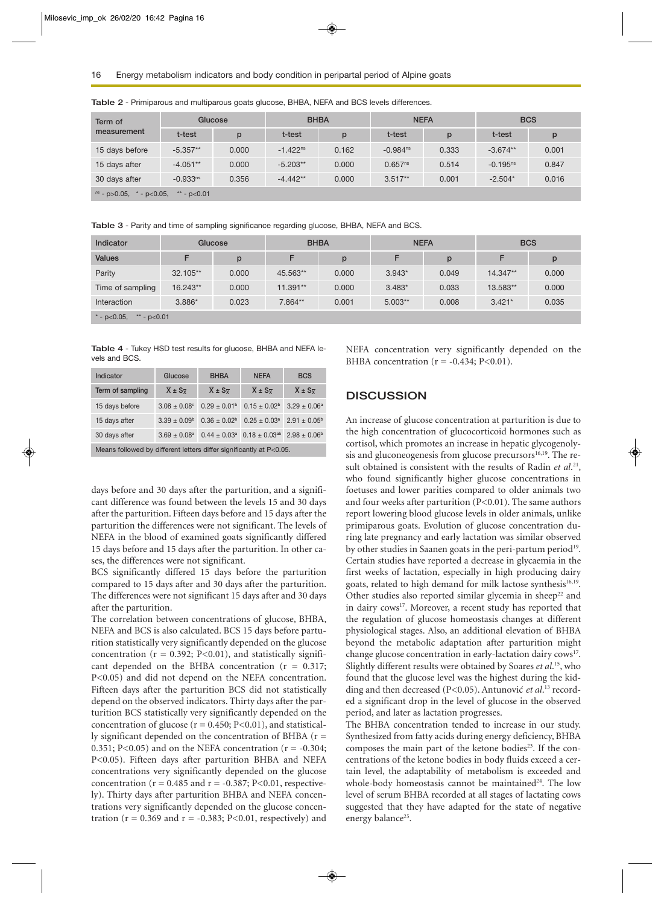**Table 2** - Primiparous and multiparous goats glucose, BHBA, NEFA and BCS levels differences.

| Term of measurement | Glucose | | BHBA | | NEFA | | BCS | |
|---|---|---|---|---|---|---|---|---|
| | t-test | p | t-test | p | t-test | p | t-test | p |
| 15 days before | -5.357** | 0.000 | -1.422$^{ns}$ | 0.162 | -0.984$^{ns}$ | 0.333 | -3.674** | 0.001 |
| 15 days after | -4.051** | 0.000 | -5.203** | 0.000 | 0.657$^{ns}$ | 0.514 | -0.195$^{ns}$ | 0.847 |
| 30 days after | -0.933$^{ns}$ | 0.356 | -4.442** | 0.000 | 3.517** | 0.001 | -2.504* | 0.016 |

$^{ns}$ - p>0.05, * - p<0.05, ** - p<0.01

**Table 3** - Parity and time of sampling significance regarding glucose, BHBA, NEFA and BCS.

| Indicator | Glucose | | BHBA | | NEFA | | BCS | |
|---|---|---|---|---|---|---|---|---|
| Values | F | p | F | p | F | p | F | p |
| Parity | 32.105** | 0.000 | 45.563** | 0.000 | 3.943* | 0.049 | 14.347** | 0.000 |
| Time of sampling | 16.243** | 0.000 | 11.391** | 0.000 | 3.483* | 0.033 | 13.583** | 0.000 |
| Interaction | 3.886* | 0.023 | 7.864** | 0.001 | 5.003** | 0.008 | 3.421* | 0.035 |

* - p<0.05, ** - p<0.01

**Table 4** - Tukey HSD test results for glucose, BHBA and NEFA levels and BCS.

| Indicator | Glucose | BHBA | NEFA | BCS |
|---|---|---|---|---|
| Term of sampling | $\overline{X} \pm S_{\overline{X}}$ | $\overline{X} \pm S_{\overline{X}}$ | $\overline{X} \pm S_{\overline{X}}$ | $\overline{X} \pm S_{\overline{X}}$ |
| 15 days before | $3.08 \pm 0.08^{c}$ | $0.29 \pm 0.01^{b}$ | $0.15 \pm 0.02^{b}$ | $3.29 \pm 0.06^{a}$ |
| 15 days after | $3.39 \pm 0.09^{b}$ | $0.36 \pm 0.02^{b}$ | $0.25 \pm 0.03^{a}$ | $2.91 \pm 0.05^{b}$ |
| 30 days after | $3.69 \pm 0.08^{a}$ | $0.44 \pm 0.03^{a}$ | $0.18 \pm 0.03^{ab}$ | $2.98 \pm 0.06^{b}$ |

Means followed by different letters differ significantly at P<0.05.

days before and 30 days after the parturition, and a significant difference was found between the levels 15 and 30 days after the parturition. Fifteen days before and 15 days after the parturition the differences were not significant. The levels of NEFA in the blood of examined goats significantly differed 15 days before and 15 days after the parturition. In other cases, the differences were not significant.

BCS significantly differed 15 days before the parturition compared to 15 days after and 30 days after the parturition. The differences were not significant 15 days after and 30 days after the parturition.

The correlation between concentrations of glucose, BHBA, NEFA and BCS is also calculated. BCS 15 days before parturition statistically very significantly depended on the glucose concentration (r = 0.392; P<0.01), and statistically significant depended on the BHBA concentration (r = 0.317; P<0.05) and did not depend on the NEFA concentration. Fifteen days after the parturition BCS did not statistically depend on the observed indicators. Thirty days after the parturition BCS statistically very significantly depended on the concentration of glucose (r = 0.450; P<0.01), and statistically significant depended on the concentration of BHBA (r = 0.351; P<0.05) and on the NEFA concentration (r = -0.304; P<0.05). Fifteen days after parturition BHBA and NEFA concentrations very significantly depended on the glucose concentration (r = 0.485 and r = -0.387; P<0.01, respectively). Thirty days after parturition BHBA and NEFA concentrations very significantly depended on the glucose concentration (r = 0.369 and r = -0.383; P<0.01, respectively) and NEFA concentration very significantly depended on the BHBA concentration (r = -0.434; P<0.01).

## DISCUSSION

An increase of glucose concentration at parturition is due to the high concentration of glucocorticoid hormones such as cortisol, which promotes an increase in hepatic glycogenolysis and gluconeogenesis from glucose precursors[16,19]. The result obtained is consistent with the results of Radin *et al.*[21], who found significantly higher glucose concentrations in foetuses and lower parities compared to older animals two and four weeks after parturition (P<0.01). The same authors report lowering blood glucose levels in older animals, unlike primiparous goats. Evolution of glucose concentration during late pregnancy and early lactation was similar observed by other studies in Saanen goats in the peri-partum period[19]. Certain studies have reported a decrease in glycaemia in the first weeks of lactation, especially in high producing dairy goats, related to high demand for milk lactose synthesis[16,19]. Other studies also reported similar glycemia in sheep[22] and in dairy cows[17]. Moreover, a recent study has reported that the regulation of glucose homeostasis changes at different physiological stages. Also, an additional elevation of BHBA beyond the metabolic adaptation after parturition might change glucose concentration in early-lactation dairy cows[17]. Slightly different results were obtained by Soares *et al.*[15], who found that the glucose level was the highest during the kidding and then decreased (P<0.05). Antunović *et al.*[13] recorded a significant drop in the level of glucose in the observed period, and later as lactation progresses.

The BHBA concentration tended to increase in our study. Synthesized from fatty acids during energy deficiency, BHBA composes the main part of the ketone bodies[23]. If the concentrations of the ketone bodies in body fluids exceed a certain level, the adaptability of metabolism is exceeded and whole-body homeostasis cannot be maintained[24]. The low level of serum BHBA recorded at all stages of lactating cows suggested that they have adapted for the state of negative energy balance[25].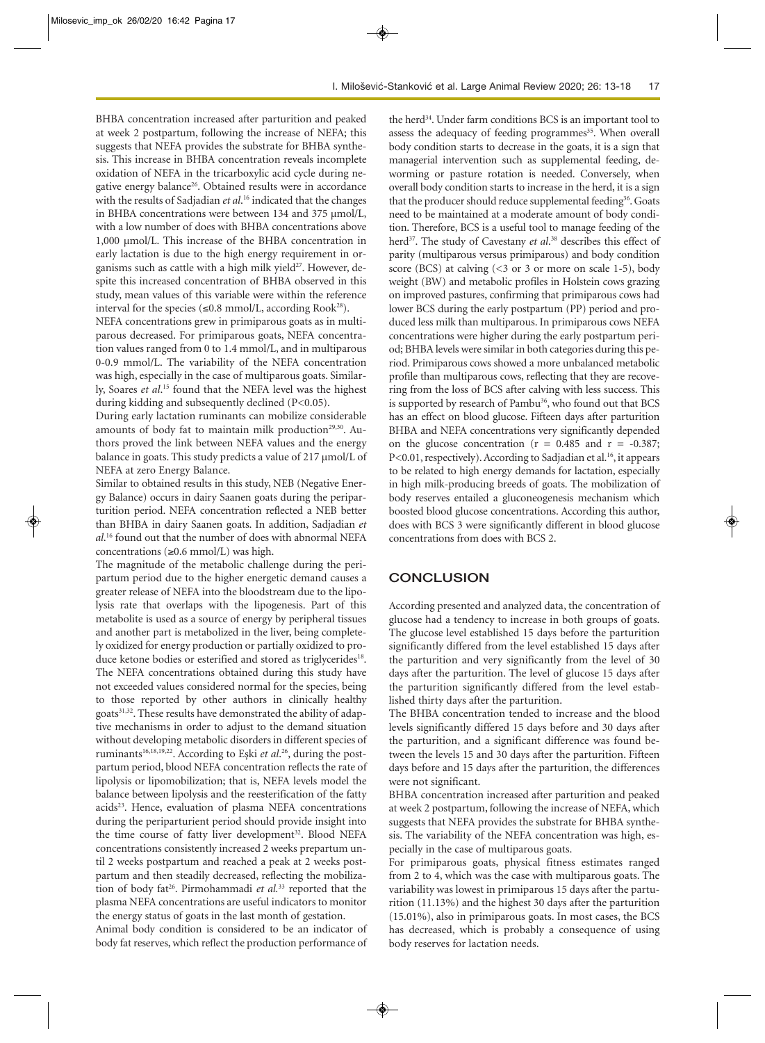BHBA concentration increased after parturition and peaked at week 2 postpartum, following the increase of NEFA; this suggests that NEFA provides the substrate for BHBA synthesis. This increase in BHBA concentration reveals incomplete oxidation of NEFA in the tricarboxylic acid cycle during negative energy balance[26]. Obtained results were in accordance with the results of Sadjadian *et al.*[16] indicated that the changes in BHBA concentrations were between 134 and 375 μmol/L, with a low number of does with BHBA concentrations above 1,000 μmol/L. This increase of the BHBA concentration in early lactation is due to the high energy requirement in organisms such as cattle with a high milk yield[27]. However, despite this increased concentration of BHBA observed in this study, mean values of this variable were within the reference interval for the species (≤0.8 mmol/L, according Rook[28]).

NEFA concentrations grew in primiparous goats as in multiparous decreased. For primiparous goats, NEFA concentration values ranged from 0 to 1.4 mmol/L, and in multiparous 0-0.9 mmol/L. The variability of the NEFA concentration was high, especially in the case of multiparous goats. Similarly, Soares *et al.*[15] found that the NEFA level was the highest during kidding and subsequently declined ($P<0.05$).

During early lactation ruminants can mobilize considerable amounts of body fat to maintain milk production[29,30]. Authors proved the link between NEFA values and the energy balance in goats. This study predicts a value of 217 μmol/L of NEFA at zero Energy Balance.

Similar to obtained results in this study, NEB (Negative Energy Balance) occurs in dairy Saanen goats during the periparturition period. NEFA concentration reflected a NEB better than BHBA in dairy Saanen goats. In addition, Sadjadian *et al.*[16] found out that the number of does with abnormal NEFA concentrations (≥0.6 mmol/L) was high.

The magnitude of the metabolic challenge during the peripartum period due to the higher energetic demand causes a greater release of NEFA into the bloodstream due to the lipolysis rate that overlaps with the lipogenesis. Part of this metabolite is used as a source of energy by peripheral tissues and another part is metabolized in the liver, being completely oxidized for energy production or partially oxidized to produce ketone bodies or esterified and stored as triglycerides[18]. The NEFA concentrations obtained during this study have not exceeded values considered normal for the species, being to those reported by other authors in clinically healthy goats[31,32]. These results have demonstrated the ability of adaptive mechanisms in order to adjust to the demand situation without developing metabolic disorders in different species of ruminants[16,18,19,22]. According to Eşki *et al.*[26], during the postpartum period, blood NEFA concentration reflects the rate of lipolysis or lipomobilization; that is, NEFA levels model the balance between lipolysis and the reesterification of the fatty acids[23]. Hence, evaluation of plasma NEFA concentrations during the periparturient period should provide insight into the time course of fatty liver development[32]. Blood NEFA concentrations consistently increased 2 weeks prepartum until 2 weeks postpartum and reached a peak at 2 weeks postpartum and then steadily decreased, reflecting the mobilization of body fat[26]. Pirmohammadi *et al.*[33] reported that the plasma NEFA concentrations are useful indicators to monitor the energy status of goats in the last month of gestation.

Animal body condition is considered to be an indicator of body fat reserves, which reflect the production performance of the herd[34]. Under farm conditions BCS is an important tool to assess the adequacy of feeding programmes[35]. When overall body condition starts to decrease in the goats, it is a sign that managerial intervention such as supplemental feeding, deworming or pasture rotation is needed. Conversely, when overall body condition starts to increase in the herd, it is a sign that the producer should reduce supplemental feeding[36]. Goats need to be maintained at a moderate amount of body condition. Therefore, BCS is a useful tool to manage feeding of the herd[37]. The study of Cavestany *et al.*[38] describes this effect of parity (multiparous versus primiparous) and body condition score (BCS) at calving (<3 or 3 or more on scale 1-5), body weight (BW) and metabolic profiles in Holstein cows grazing on improved pastures, confirming that primiparous cows had lower BCS during the early postpartum (PP) period and produced less milk than multiparous. In primiparous cows NEFA concentrations were higher during the early postpartum period; BHBA levels were similar in both categories during this period. Primiparous cows showed a more unbalanced metabolic profile than multiparous cows, reflecting that they are recovering from the loss of BCS after calving with less success. This is supported by research of Pambu[36], who found out that BCS has an effect on blood glucose. Fifteen days after parturition BHBA and NEFA concentrations very significantly depended on the glucose concentration ($r = 0.485$ and $r = -0.387$; $P<0.01$, respectively). According to Sadjadian et al.[16], it appears to be related to high energy demands for lactation, especially in high milk-producing breeds of goats. The mobilization of body reserves entailed a gluconeogenesis mechanism which boosted blood glucose concentrations. According this author, does with BCS 3 were significantly different in blood glucose concentrations from does with BCS 2.

## CONCLUSION

According presented and analyzed data, the concentration of glucose had a tendency to increase in both groups of goats. The glucose level established 15 days before the parturition significantly differed from the level established 15 days after the parturition and very significantly from the level of 30 days after the parturition. The level of glucose 15 days after the parturition significantly differed from the level established thirty days after the parturition.

The BHBA concentration tended to increase and the blood levels significantly differed 15 days before and 30 days after the parturition, and a significant difference was found between the levels 15 and 30 days after the parturition. Fifteen days before and 15 days after the parturition, the differences were not significant.

BHBA concentration increased after parturition and peaked at week 2 postpartum, following the increase of NEFA, which suggests that NEFA provides the substrate for BHBA synthesis. The variability of the NEFA concentration was high, especially in the case of multiparous goats.

For primiparous goats, physical fitness estimates ranged from 2 to 4, which was the case with multiparous goats. The variability was lowest in primiparous 15 days after the parturition (11.13%) and the highest 30 days after the parturition (15.01%), also in primiparous goats. In most cases, the BCS has decreased, which is probably a consequence of using body reserves for lactation needs.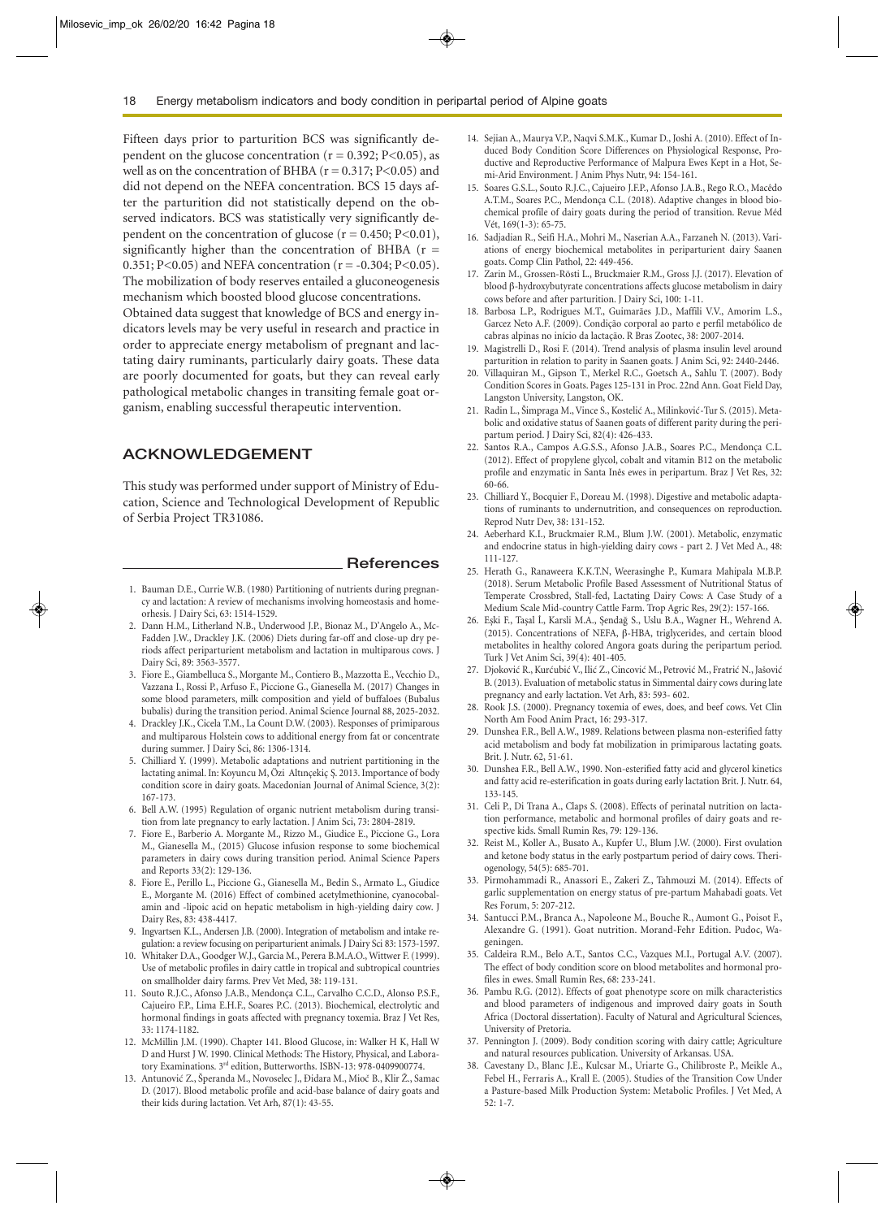Fifteen days prior to parturition BCS was significantly dependent on the glucose concentration ($r = 0.392$; $P<0.05$), as well as on the concentration of BHBA ($r = 0.317$; $P<0.05$) and did not depend on the NEFA concentration. BCS 15 days after the parturition did not statistically depend on the observed indicators. BCS was statistically very significantly dependent on the concentration of glucose ($r = 0.450$; $P<0.01$), significantly higher than the concentration of BHBA ($r = 0.351$; $P<0.05$) and NEFA concentration ($r = -0.304$; $P<0.05$). The mobilization of body reserves entailed a gluconeogenesis mechanism which boosted blood glucose concentrations.

Obtained data suggest that knowledge of BCS and energy indicators levels may be very useful in research and practice in order to appreciate energy metabolism of pregnant and lactating dairy ruminants, particularly dairy goats. These data are poorly documented for goats, but they can reveal early pathological metabolic changes in transiting female goat organism, enabling successful therapeutic intervention.

## ACKNOWLEDGEMENT

This study was performed under support of Ministry of Education, Science and Technological Development of Republic of Serbia Project TR31086.

## References

1. Bauman D.E., Currie W.B. (1980) Partitioning of nutrients during pregnancy and lactation: A review of mechanisms involving homeostasis and homeorhesis. J Dairy Sci, 63: 1514-1529.
2. Dann H.M., Litherland N.B., Underwood J.P., Bionaz M., D'Angelo A., McFadden J.W., Drackley J.K. (2006) Diets during far-off and close-up dry periods affect periparturient metabolism and lactation in multiparous cows. J Dairy Sci, 89: 3563-3577.
3. Fiore E., Giambelluca S., Morgante M., Contiero B., Mazzotta E., Vecchio D., Vazzana I., Rossi P., Arfuso F., Piccione G., Gianesella M. (2017) Changes in some blood parameters, milk composition and yield of buffaloes (Bubalus bubalis) during the transition period. Animal Science Journal 88, 2025-2032.
4. Drackley J.K., Cicela T.M., La Count D.W. (2003). Responses of primiparous and multiparous Holstein cows to additional energy from fat or concentrate during summer. J Dairy Sci, 86: 1306-1314.
5. Chilliard Y. (1999). Metabolic adaptations and nutrient partitioning in the lactating animal. In: Koyuncu M, Özi Altınçekiç Ş. 2013. Importance of body condition score in dairy goats. Macedonian Journal of Animal Science, 3(2): 167-173.
6. Bell A.W. (1995) Regulation of organic nutrient metabolism during transition from late pregnancy to early lactation. J Anim Sci, 73: 2804-2819.
7. Fiore E., Barberio A. Morgante M., Rizzo M., Giudice E., Piccione G., Lora M., Gianesella M., (2015) Glucose infusion response to some biochemical parameters in dairy cows during transition period. Animal Science Papers and Reports 33(2): 129-136.
8. Fiore E., Perillo L., Piccione G., Gianesella M., Bedin S., Armato L., Giudice E., Morgante M. (2016) Effect of combined acetylmethionine, cyanocobalamin and -lipoic acid on hepatic metabolism in high-yielding dairy cow. J Dairy Res, 83: 438-4417.
9. Ingvartsen K.L., Andersen J.B. (2000). Integration of metabolism and intake regulation: a review focusing on periparturient animals. J Dairy Sci 83: 1573-1597.
10. Whitaker D.A., Goodger W.J., Garcia M., Perera B.M.A.O., Wittwer F. (1999). Use of metabolic profiles in dairy cattle in tropical and subtropical countries on smallholder dairy farms. Prev Vet Med, 38: 119-131.
11. Souto R.J.C., Afonso J.A.B., Mendonça C.L., Carvalho C.C.D., Alonso P.S.F., Cajueiro F.P., Lima E.H.F., Soares P.C. (2013). Biochemical, electrolytic and hormonal findings in goats affected with pregnancy toxemia. Braz J Vet Res, 33: 1174-1182.
12. McMillin J.M. (1990). Chapter 141. Blood Glucose, in: Walker H K, Hall W D and Hurst J W. 1990. Clinical Methods: The History, Physical, and Laboratory Examinations. 3rd edition, Butterworths. ISBN-13: 978-0409900774.
13. Antunović Z., Šperanda M., Novoselec J., Đidara M., Mioč B., Klir Ž., Samac D. (2017). Blood metabolic profile and acid-base balance of dairy goats and their kids during lactation. Vet Arh, 87(1): 43-55.
14. Sejian A., Maurya V.P., Naqvi S.M.K., Kumar D., Joshi A. (2010). Effect of Induced Body Condition Score Differences on Physiological Response, Productive and Reproductive Performance of Malpura Ewes Kept in a Hot, Semi-Arid Environment. J Anim Phys Nutr, 94: 154-161.
15. Soares G.S.L., Souto R.J.C., Cajueiro J.F.P., Afonso J.A.B., Rego R.O., Macêdo A.T.M., Soares P.C., Mendonça C.L. (2018). Adaptive changes in blood biochemical profile of dairy goats during the period of transition. Revue Méd Vét, 169(1-3): 65-75.
16. Sadjadian R., Seifi H.A., Mohri M., Naserian A.A., Farzaneh N. (2013). Variations of energy biochemical metabolites in periparturient dairy Saanen goats. Comp Clin Pathol, 22: 449-456.
17. Zarin M., Grossen-Rösti L., Bruckmaier R.M., Gross J.J. (2017). Elevation of blood β-hydroxybutyrate concentrations affects glucose metabolism in dairy cows before and after parturition. J Dairy Sci, 100: 1-11.
18. Barbosa L.P., Rodrigues M.T., Guimarães J.D., Maffili V.V., Amorim L.S., Garcez Neto A.F. (2009). Condição corporal ao parto e perfil metabólico de cabras alpinas no início da lactação. R Bras Zootec, 38: 2007-2014.
19. Magistrelli D., Rosi F. (2014). Trend analysis of plasma insulin level around parturition in relation to parity in Saanen goats. J Anim Sci, 92: 2440-2446.
20. Villaquiran M., Gipson T., Merkel R.C., Goetsch A., Sahlu T. (2007). Body Condition Scores in Goats. Pages 125-131 in Proc. 22nd Ann. Goat Field Day, Langston University, Langston, OK.
21. Radin L., Šimpraga M., Vince S., Kostelić A., Milinković-Tur S. (2015). Metabolic and oxidative status of Saanen goats of different parity during the peripartum period. J Dairy Sci, 82(4): 426-433.
22. Santos R.A., Campos A.G.S.S., Afonso J.A.B., Soares P.C., Mendonça C.L. (2012). Effect of propylene glycol, cobalt and vitamin B12 on the metabolic profile and enzymatic in Santa Inês ewes in peripartum. Braz J Vet Res, 32: 60-66.
23. Chilliard Y., Bocquier F., Doreau M. (1998). Digestive and metabolic adaptations of ruminants to undernutrition, and consequences on reproduction. Reprod Nutr Dev, 38: 131-152.
24. Aeberhard K.I., Bruckmaier R.M., Blum J.W. (2001). Metabolic, enzymatic and endocrine status in high-yielding dairy cows - part 2. J Vet Med A., 48: 111-127.
25. Herath G., Ranaweera K.K.T.N, Weerasinghe P., Kumara Mahipala M.B.P. (2018). Serum Metabolic Profile Based Assessment of Nutritional Status of Temperate Crossbred, Stall-fed, Lactating Dairy Cows: A Case Study of a Medium Scale Mid-country Cattle Farm. Trop Agric Res, 29(2): 157-166.
26. Eşki F., Taşal İ., Karsli M.A., Şendağ S., Uslu B.A., Wagner H., Wehrend A. (2015). Concentrations of NEFA, β-HBA, triglycerides, and certain blood metabolites in healthy colored Angora goats during the peripartum period. Turk J Vet Anim Sci, 39(4): 401-405.
27. Djoković R., Kurćubić V., Ilić Z., Cincović M., Petrović M., Fratrić N., Jašović B. (2013). Evaluation of metabolic status in Simmental dairy cows during late pregnancy and early lactation. Vet Arh, 83: 593- 602.
28. Rook J.S. (2000). Pregnancy toxemia of ewes, does, and beef cows. Vet Clin North Am Food Anim Pract, 16: 293-317.
29. Dunshea F.R., Bell A.W., 1989. Relations between plasma non-esterified fatty acid metabolism and body fat mobilization in primiparous lactating goats. Brit. J. Nutr. 62, 51-61.
30. Dunshea F.R., Bell A.W., 1990. Non-esterified fatty acid and glycerol kinetics and fatty acid re-esterification in goats during early lactation Brit. J. Nutr. 64, 133-145.
31. Celi P., Di Trana A., Claps S. (2008). Effects of perinatal nutrition on lactation performance, metabolic and hormonal profiles of dairy goats and respective kids. Small Rumin Res, 79: 129-136.
32. Reist M., Koller A., Busato A., Kupfer U., Blum J.W. (2000). First ovulation and ketone body status in the early postpartum period of dairy cows. Theriogenology, 54(5): 685-701.
33. Pirmohammadi R., Anassori E., Zakeri Z., Tahmouzi M. (2014). Effects of garlic supplementation on energy status of pre-partum Mahabadi goats. Vet Res Forum, 5: 207-212.
34. Santucci P.M., Branca A., Napoleone M., Bouche R., Aumont G., Poisot F., Alexandre G. (1991). Goat nutrition. Morand-Fehr Edition. Pudoc, Wageningen.
35. Caldeira R.M., Belo A.T., Santos C.C., Vazques M.I., Portugal A.V. (2007). The effect of body condition score on blood metabolites and hormonal profiles in ewes. Small Rumin Res, 68: 233-241.
36. Pambu R.G. (2012). Effects of goat phenotype score on milk characteristics and blood parameters of indigenous and improved dairy goats in South Africa (Doctoral dissertation). Faculty of Natural and Agricultural Sciences, University of Pretoria.
37. Pennington J. (2009). Body condition scoring with dairy cattle; Agriculture and natural resources publication. University of Arkansas. USA.
38. Cavestany D., Blanc J.E., Kulcsar M., Uriarte G., Chilibroste P., Meikle A., Febel H., Ferraris A., Krall E. (2005). Studies of the Transition Cow Under a Pasture-based Milk Production System: Metabolic Profiles. J Vet Med, A 52: 1-7.